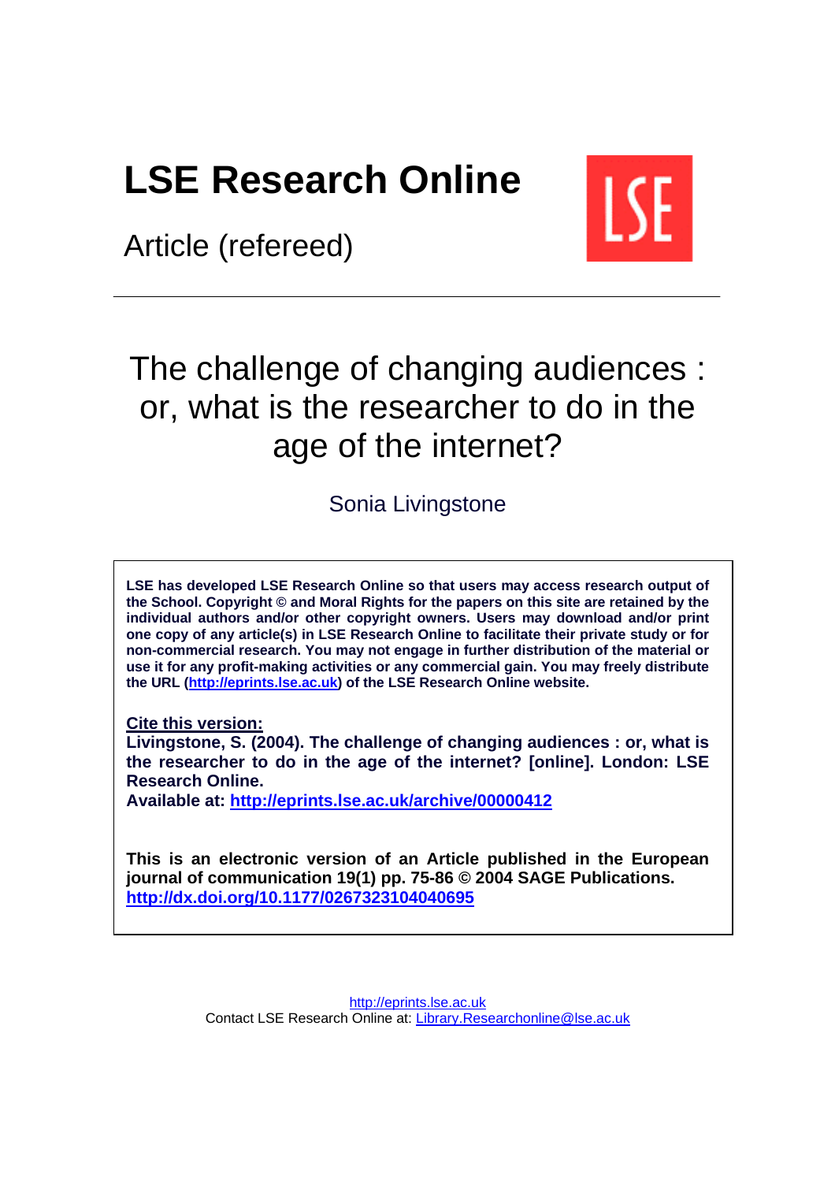# LSE Research Online

Article (refereed)

## The challenge of changing audiences : or, what is the researcher to do in the age of the internet?

Sonia Livingstone

**LSE has developed LSE Research Online so that users may access research output of the School. Copyright © and Moral Rights for the papers on this site are retained by the individual authors and/or other copyright owners. Users may download and/or print one copy of any article(s) in LSE Research Online to facilitate their private study or for non-commercial research. You may not engage in further distribution of the material or use it for any profit-making activities or any commercial gain. You may freely distribute the URL ([http://eprints.lse.ac.uk](http://eprints.lse.ac.uk)) of the LSE Research Online website.**

**Cite this version:**
**Livingstone, S. (2004). The challenge of changing audiences : or, what is the researcher to do in the age of the internet? [online]. London: LSE Research Online.**
**Available at: [http://eprints.lse.ac.uk/archive/00000412](http://eprints.lse.ac.uk/archive/00000412)**

**This is an electronic version of an Article published in the European journal of communication 19(1) pp. 75-86 © 2004 SAGE Publications. [http://dx.doi.org/10.1177/0267323104040695](http://dx.doi.org/10.1177/0267323104040695)**

[http://eprints.lse.ac.uk](http://eprints.lse.ac.uk)
Contact LSE Research Online at: [Library.Researchonline@lse.ac.uk](mailto:Library.Researchonline@lse.ac.uk)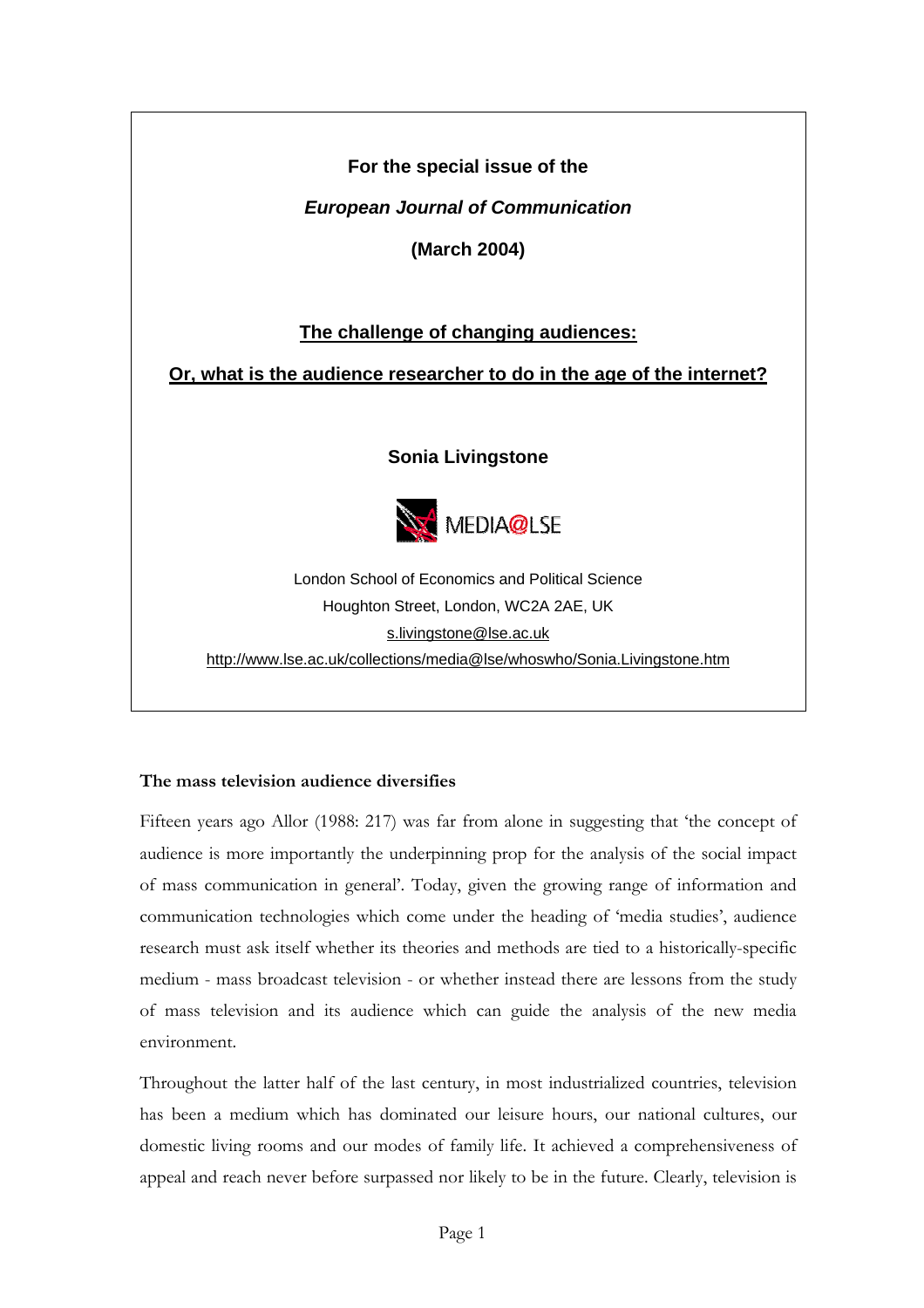For the special issue of the

***European Journal of Communication***

**(March 2004)**

# The challenge of changing audiences:

# Or, what is the audience researcher to do in the age of the internet?

**Sonia Livingstone**

MEDIA@LSE

London School of Economics and Political Science
Houghton Street, London, WC2A 2AE, UK
s.livingstone@lse.ac.uk
http://www.lse.ac.uk/collections/media@lse/whoswho/Sonia.Livingstone.htm

## The mass television audience diversifies

Fifteen years ago Allor (1988: 217) was far from alone in suggesting that 'the concept of audience is more importantly the underpinning prop for the analysis of the social impact of mass communication in general'. Today, given the growing range of information and communication technologies which come under the heading of 'media studies', audience research must ask itself whether its theories and methods are tied to a historically-specific medium - mass broadcast television - or whether instead there are lessons from the study of mass television and its audience which can guide the analysis of the new media environment.

Throughout the latter half of the last century, in most industrialized countries, television has been a medium which has dominated our leisure hours, our national cultures, our domestic living rooms and our modes of family life. It achieved a comprehensiveness of appeal and reach never before surpassed nor likely to be in the future. Clearly, television is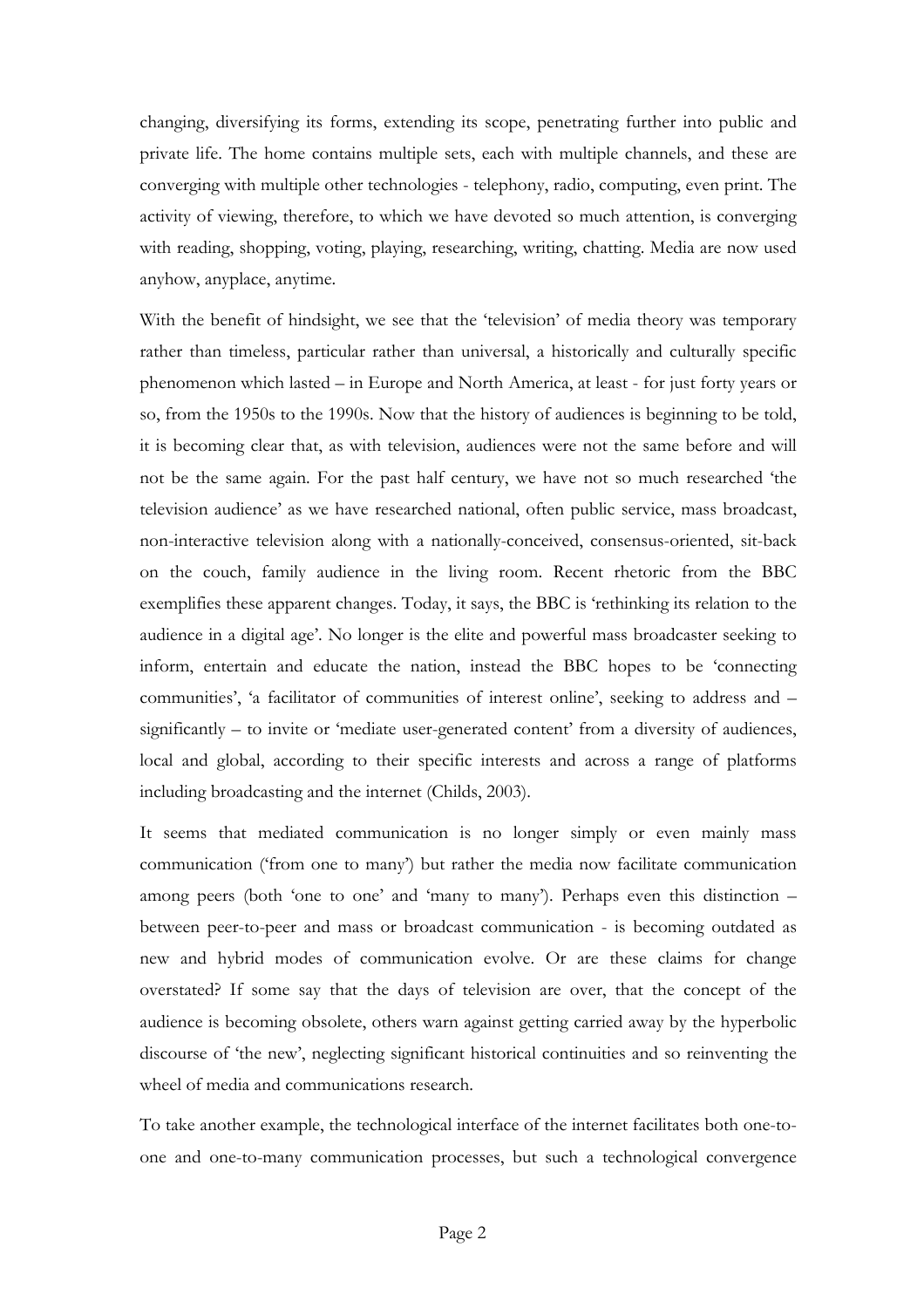changing, diversifying its forms, extending its scope, penetrating further into public and private life. The home contains multiple sets, each with multiple channels, and these are converging with multiple other technologies - telephony, radio, computing, even print. The activity of viewing, therefore, to which we have devoted so much attention, is converging with reading, shopping, voting, playing, researching, writing, chatting. Media are now used anyhow, anyplace, anytime.

With the benefit of hindsight, we see that the 'television' of media theory was temporary rather than timeless, particular rather than universal, a historically and culturally specific phenomenon which lasted – in Europe and North America, at least - for just forty years or so, from the 1950s to the 1990s. Now that the history of audiences is beginning to be told, it is becoming clear that, as with television, audiences were not the same before and will not be the same again. For the past half century, we have not so much researched 'the television audience' as we have researched national, often public service, mass broadcast, non-interactive television along with a nationally-conceived, consensus-oriented, sit-back on the couch, family audience in the living room. Recent rhetoric from the BBC exemplifies these apparent changes. Today, it says, the BBC is 'rethinking its relation to the audience in a digital age'. No longer is the elite and powerful mass broadcaster seeking to inform, entertain and educate the nation, instead the BBC hopes to be 'connecting communities', 'a facilitator of communities of interest online', seeking to address and – significantly – to invite or 'mediate user-generated content' from a diversity of audiences, local and global, according to their specific interests and across a range of platforms including broadcasting and the internet (Childs, 2003).

It seems that mediated communication is no longer simply or even mainly mass communication ('from one to many') but rather the media now facilitate communication among peers (both 'one to one' and 'many to many'). Perhaps even this distinction – between peer-to-peer and mass or broadcast communication - is becoming outdated as new and hybrid modes of communication evolve. Or are these claims for change overstated? If some say that the days of television are over, that the concept of the audience is becoming obsolete, others warn against getting carried away by the hyperbolic discourse of 'the new', neglecting significant historical continuities and so reinventing the wheel of media and communications research.

To take another example, the technological interface of the internet facilitates both one-to-one and one-to-many communication processes, but such a technological convergence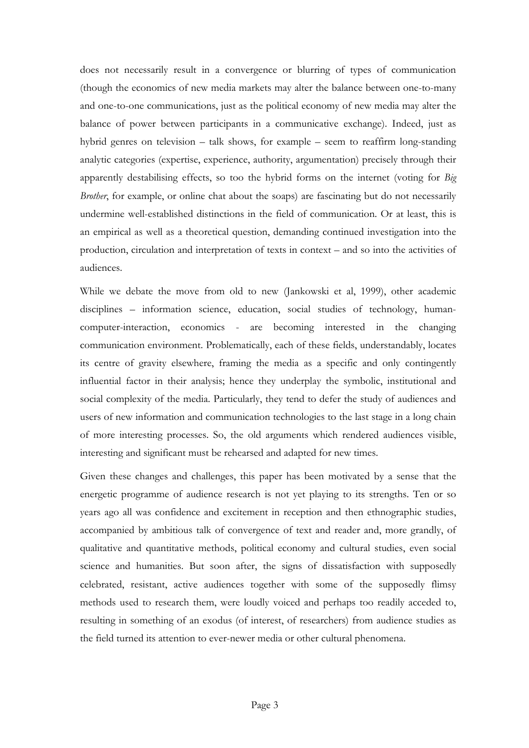does not necessarily result in a convergence or blurring of types of communication (though the economics of new media markets may alter the balance between one-to-many and one-to-one communications, just as the political economy of new media may alter the balance of power between participants in a communicative exchange). Indeed, just as hybrid genres on television – talk shows, for example – seem to reaffirm long-standing analytic categories (expertise, experience, authority, argumentation) precisely through their apparently destabilising effects, so too the hybrid forms on the internet (voting for *Big Brother*, for example, or online chat about the soaps) are fascinating but do not necessarily undermine well-established distinctions in the field of communication. Or at least, this is an empirical as well as a theoretical question, demanding continued investigation into the production, circulation and interpretation of texts in context – and so into the activities of audiences.

While we debate the move from old to new (Jankowski et al, 1999), other academic disciplines – information science, education, social studies of technology, human-computer-interaction, economics - are becoming interested in the changing communication environment. Problematically, each of these fields, understandably, locates its centre of gravity elsewhere, framing the media as a specific and only contingently influential factor in their analysis; hence they underplay the symbolic, institutional and social complexity of the media. Particularly, they tend to defer the study of audiences and users of new information and communication technologies to the last stage in a long chain of more interesting processes. So, the old arguments which rendered audiences visible, interesting and significant must be rehearsed and adapted for new times.

Given these changes and challenges, this paper has been motivated by a sense that the energetic programme of audience research is not yet playing to its strengths. Ten or so years ago all was confidence and excitement in reception and then ethnographic studies, accompanied by ambitious talk of convergence of text and reader and, more grandly, of qualitative and quantitative methods, political economy and cultural studies, even social science and humanities. But soon after, the signs of dissatisfaction with supposedly celebrated, resistant, active audiences together with some of the supposedly flimsy methods used to research them, were loudly voiced and perhaps too readily acceded to, resulting in something of an exodus (of interest, of researchers) from audience studies as the field turned its attention to ever-newer media or other cultural phenomena.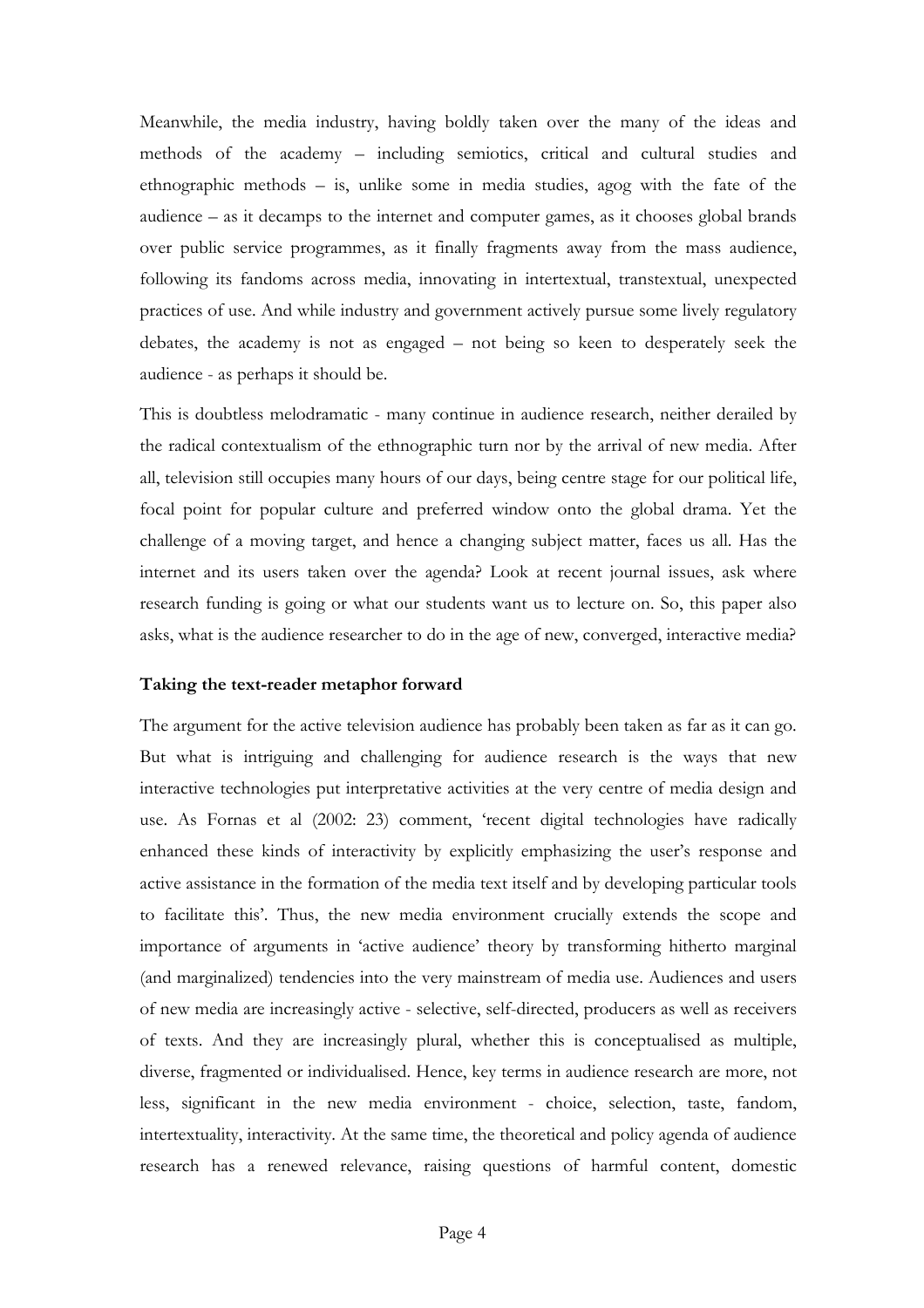Meanwhile, the media industry, having boldly taken over the many of the ideas and methods of the academy – including semiotics, critical and cultural studies and ethnographic methods – is, unlike some in media studies, agog with the fate of the audience – as it decamps to the internet and computer games, as it chooses global brands over public service programmes, as it finally fragments away from the mass audience, following its fandoms across media, innovating in intertextual, transtextual, unexpected practices of use. And while industry and government actively pursue some lively regulatory debates, the academy is not as engaged – not being so keen to desperately seek the audience - as perhaps it should be.

This is doubtless melodramatic - many continue in audience research, neither derailed by the radical contextualism of the ethnographic turn nor by the arrival of new media. After all, television still occupies many hours of our days, being centre stage for our political life, focal point for popular culture and preferred window onto the global drama. Yet the challenge of a moving target, and hence a changing subject matter, faces us all. Has the internet and its users taken over the agenda? Look at recent journal issues, ask where research funding is going or what our students want us to lecture on. So, this paper also asks, what is the audience researcher to do in the age of new, converged, interactive media?

**Taking the text-reader metaphor forward**

The argument for the active television audience has probably been taken as far as it can go. But what is intriguing and challenging for audience research is the ways that new interactive technologies put interpretative activities at the very centre of media design and use. As Fornas et al (2002: 23) comment, 'recent digital technologies have radically enhanced these kinds of interactivity by explicitly emphasizing the user's response and active assistance in the formation of the media text itself and by developing particular tools to facilitate this'. Thus, the new media environment crucially extends the scope and importance of arguments in 'active audience' theory by transforming hitherto marginal (and marginalized) tendencies into the very mainstream of media use. Audiences and users of new media are increasingly active - selective, self-directed, producers as well as receivers of texts. And they are increasingly plural, whether this is conceptualised as multiple, diverse, fragmented or individualised. Hence, key terms in audience research are more, not less, significant in the new media environment - choice, selection, taste, fandom, intertextuality, interactivity. At the same time, the theoretical and policy agenda of audience research has a renewed relevance, raising questions of harmful content, domestic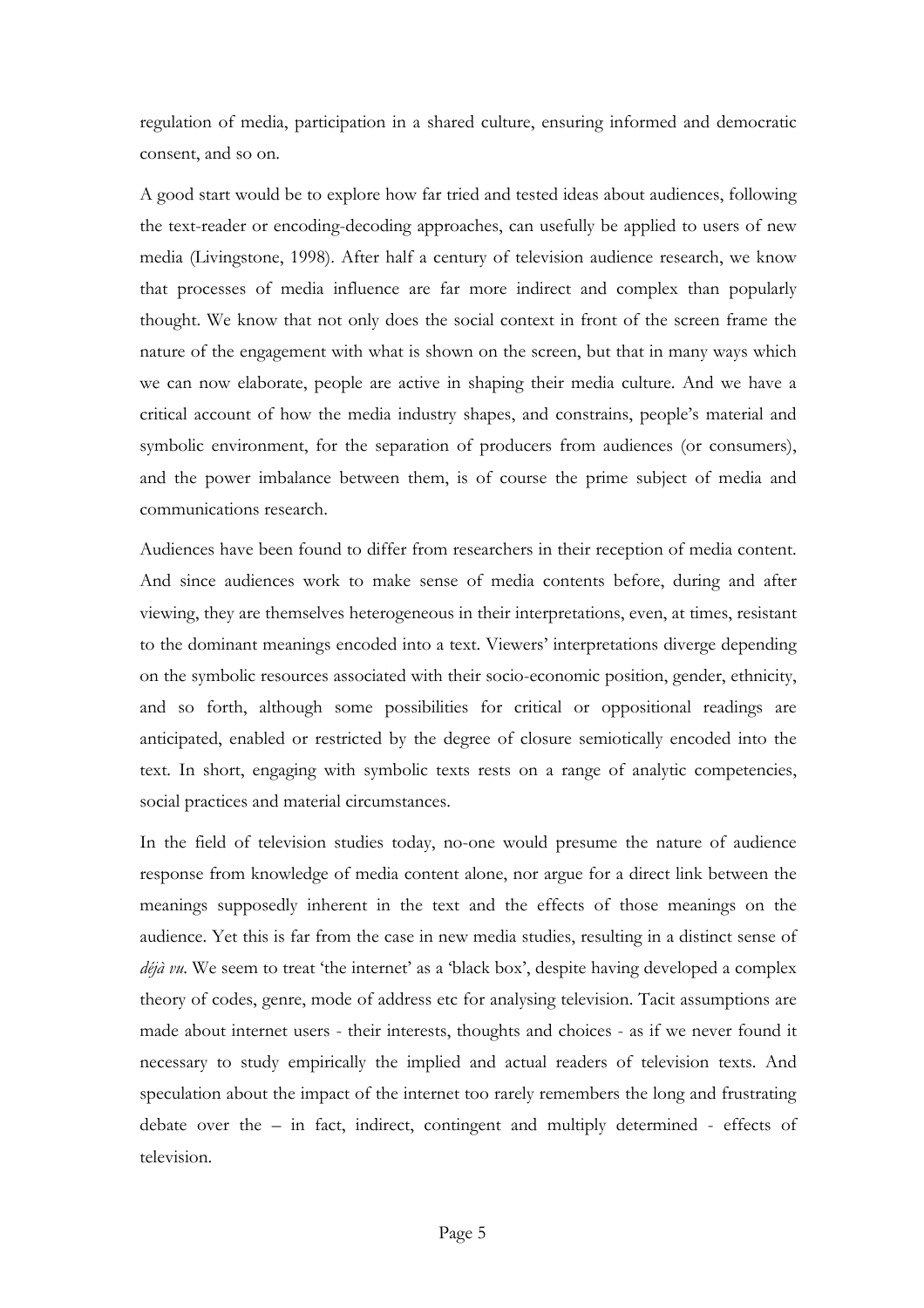regulation of media, participation in a shared culture, ensuring informed and democratic consent, and so on.

A good start would be to explore how far tried and tested ideas about audiences, following the text-reader or encoding-decoding approaches, can usefully be applied to users of new media (Livingstone, 1998). After half a century of television audience research, we know that processes of media influence are far more indirect and complex than popularly thought. We know that not only does the social context in front of the screen frame the nature of the engagement with what is shown on the screen, but that in many ways which we can now elaborate, people are active in shaping their media culture. And we have a critical account of how the media industry shapes, and constrains, people's material and symbolic environment, for the separation of producers from audiences (or consumers), and the power imbalance between them, is of course the prime subject of media and communications research.

Audiences have been found to differ from researchers in their reception of media content. And since audiences work to make sense of media contents before, during and after viewing, they are themselves heterogeneous in their interpretations, even, at times, resistant to the dominant meanings encoded into a text. Viewers' interpretations diverge depending on the symbolic resources associated with their socio-economic position, gender, ethnicity, and so forth, although some possibilities for critical or oppositional readings are anticipated, enabled or restricted by the degree of closure semiotically encoded into the text. In short, engaging with symbolic texts rests on a range of analytic competencies, social practices and material circumstances.

In the field of television studies today, no-one would presume the nature of audience response from knowledge of media content alone, nor argue for a direct link between the meanings supposedly inherent in the text and the effects of those meanings on the audience. Yet this is far from the case in new media studies, resulting in a distinct sense of *déjà vu*. We seem to treat 'the internet' as a 'black box', despite having developed a complex theory of codes, genre, mode of address etc for analysing television. Tacit assumptions are made about internet users - their interests, thoughts and choices - as if we never found it necessary to study empirically the implied and actual readers of television texts. And speculation about the impact of the internet too rarely remembers the long and frustrating debate over the – in fact, indirect, contingent and multiply determined - effects of television.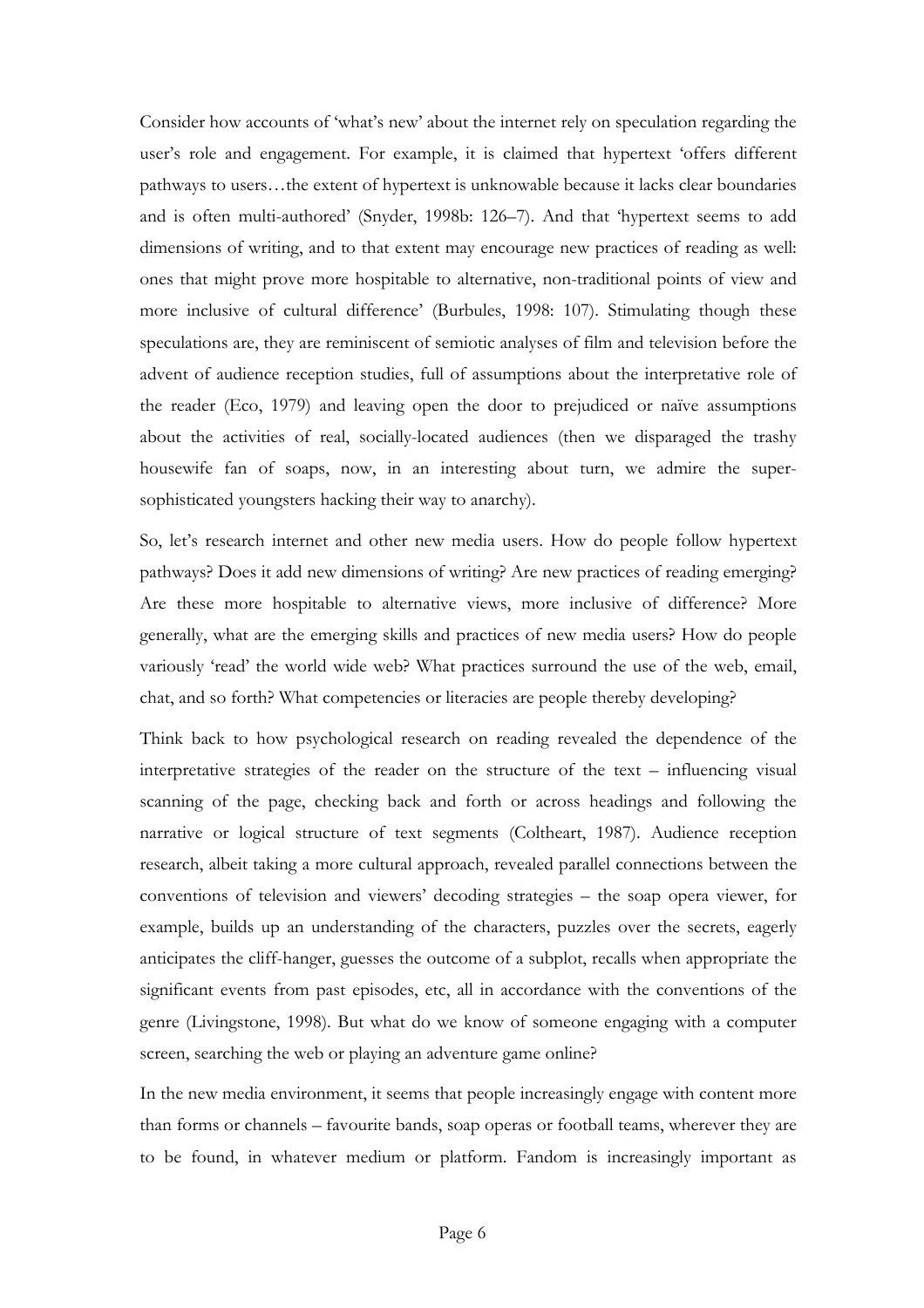Consider how accounts of 'what's new' about the internet rely on speculation regarding the user's role and engagement. For example, it is claimed that hypertext 'offers different pathways to users…the extent of hypertext is unknowable because it lacks clear boundaries and is often multi-authored' (Snyder, 1998b: 126–7). And that 'hypertext seems to add dimensions of writing, and to that extent may encourage new practices of reading as well: ones that might prove more hospitable to alternative, non-traditional points of view and more inclusive of cultural difference' (Burbules, 1998: 107). Stimulating though these speculations are, they are reminiscent of semiotic analyses of film and television before the advent of audience reception studies, full of assumptions about the interpretative role of the reader (Eco, 1979) and leaving open the door to prejudiced or naïve assumptions about the activities of real, socially-located audiences (then we disparaged the trashy housewife fan of soaps, now, in an interesting about turn, we admire the super-sophisticated youngsters hacking their way to anarchy).

So, let's research internet and other new media users. How do people follow hypertext pathways? Does it add new dimensions of writing? Are new practices of reading emerging? Are these more hospitable to alternative views, more inclusive of difference? More generally, what are the emerging skills and practices of new media users? How do people variously 'read' the world wide web? What practices surround the use of the web, email, chat, and so forth? What competencies or literacies are people thereby developing?

Think back to how psychological research on reading revealed the dependence of the interpretative strategies of the reader on the structure of the text – influencing visual scanning of the page, checking back and forth or across headings and following the narrative or logical structure of text segments (Coltheart, 1987). Audience reception research, albeit taking a more cultural approach, revealed parallel connections between the conventions of television and viewers' decoding strategies – the soap opera viewer, for example, builds up an understanding of the characters, puzzles over the secrets, eagerly anticipates the cliff-hanger, guesses the outcome of a subplot, recalls when appropriate the significant events from past episodes, etc, all in accordance with the conventions of the genre (Livingstone, 1998). But what do we know of someone engaging with a computer screen, searching the web or playing an adventure game online?

In the new media environment, it seems that people increasingly engage with content more than forms or channels – favourite bands, soap operas or football teams, wherever they are to be found, in whatever medium or platform. Fandom is increasingly important as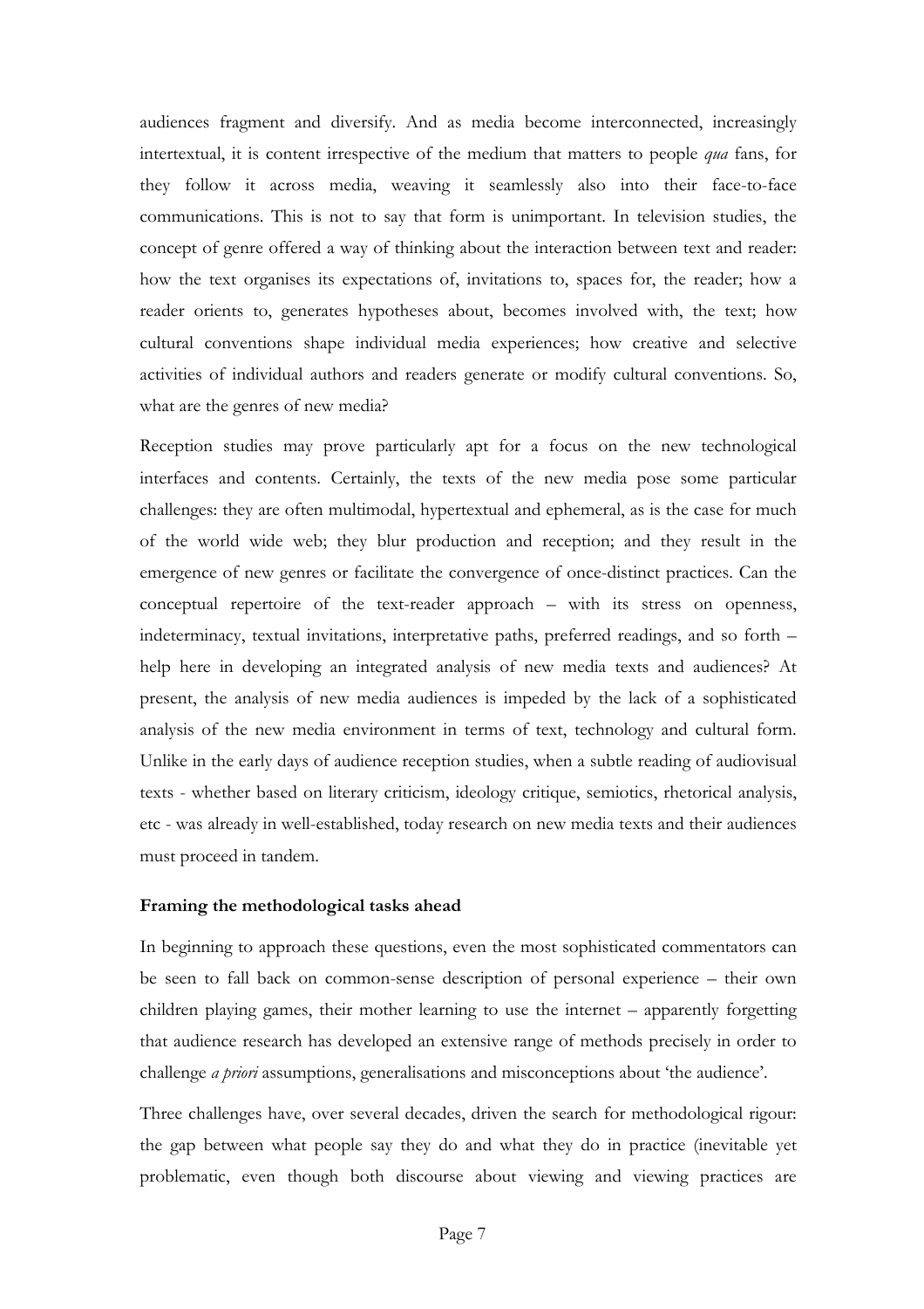audiences fragment and diversify. And as media become interconnected, increasingly intertextual, it is content irrespective of the medium that matters to people *qua* fans, for they follow it across media, weaving it seamlessly also into their face-to-face communications. This is not to say that form is unimportant. In television studies, the concept of genre offered a way of thinking about the interaction between text and reader: how the text organises its expectations of, invitations to, spaces for, the reader; how a reader orients to, generates hypotheses about, becomes involved with, the text; how cultural conventions shape individual media experiences; how creative and selective activities of individual authors and readers generate or modify cultural conventions. So, what are the genres of new media?

Reception studies may prove particularly apt for a focus on the new technological interfaces and contents. Certainly, the texts of the new media pose some particular challenges: they are often multimodal, hypertextual and ephemeral, as is the case for much of the world wide web; they blur production and reception; and they result in the emergence of new genres or facilitate the convergence of once-distinct practices. Can the conceptual repertoire of the text-reader approach – with its stress on openness, indeterminacy, textual invitations, interpretative paths, preferred readings, and so forth – help here in developing an integrated analysis of new media texts and audiences? At present, the analysis of new media audiences is impeded by the lack of a sophisticated analysis of the new media environment in terms of text, technology and cultural form. Unlike in the early days of audience reception studies, when a subtle reading of audiovisual texts - whether based on literary criticism, ideology critique, semiotics, rhetorical analysis, etc - was already in well-established, today research on new media texts and their audiences must proceed in tandem.

**Framing the methodological tasks ahead**

In beginning to approach these questions, even the most sophisticated commentators can be seen to fall back on common-sense description of personal experience – their own children playing games, their mother learning to use the internet – apparently forgetting that audience research has developed an extensive range of methods precisely in order to challenge *a priori* assumptions, generalisations and misconceptions about 'the audience'.

Three challenges have, over several decades, driven the search for methodological rigour: the gap between what people say they do and what they do in practice (inevitable yet problematic, even though both discourse about viewing and viewing practices are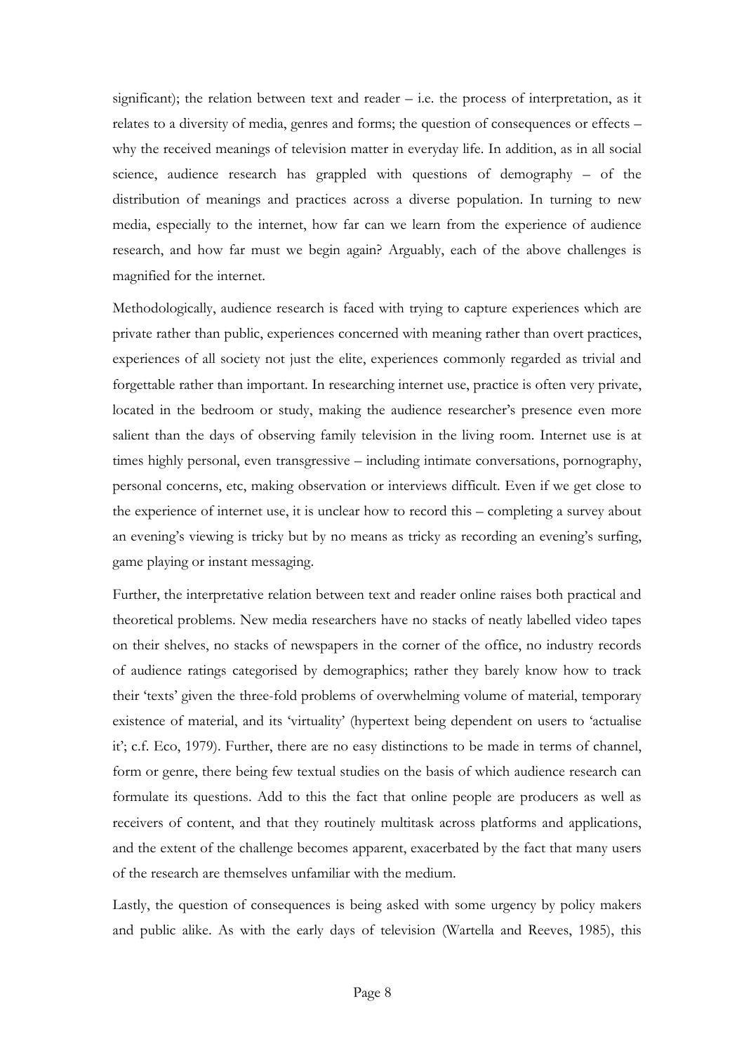significant); the relation between text and reader – i.e. the process of interpretation, as it relates to a diversity of media, genres and forms; the question of consequences or effects – why the received meanings of television matter in everyday life. In addition, as in all social science, audience research has grappled with questions of demography – of the distribution of meanings and practices across a diverse population. In turning to new media, especially to the internet, how far can we learn from the experience of audience research, and how far must we begin again? Arguably, each of the above challenges is magnified for the internet.

Methodologically, audience research is faced with trying to capture experiences which are private rather than public, experiences concerned with meaning rather than overt practices, experiences of all society not just the elite, experiences commonly regarded as trivial and forgettable rather than important. In researching internet use, practice is often very private, located in the bedroom or study, making the audience researcher's presence even more salient than the days of observing family television in the living room. Internet use is at times highly personal, even transgressive – including intimate conversations, pornography, personal concerns, etc, making observation or interviews difficult. Even if we get close to the experience of internet use, it is unclear how to record this – completing a survey about an evening's viewing is tricky but by no means as tricky as recording an evening's surfing, game playing or instant messaging.

Further, the interpretative relation between text and reader online raises both practical and theoretical problems. New media researchers have no stacks of neatly labelled video tapes on their shelves, no stacks of newspapers in the corner of the office, no industry records of audience ratings categorised by demographics; rather they barely know how to track their 'texts' given the three-fold problems of overwhelming volume of material, temporary existence of material, and its 'virtuality' (hypertext being dependent on users to 'actualise it'; c.f. Eco, 1979). Further, there are no easy distinctions to be made in terms of channel, form or genre, there being few textual studies on the basis of which audience research can formulate its questions. Add to this the fact that online people are producers as well as receivers of content, and that they routinely multitask across platforms and applications, and the extent of the challenge becomes apparent, exacerbated by the fact that many users of the research are themselves unfamiliar with the medium.

Lastly, the question of consequences is being asked with some urgency by policy makers and public alike. As with the early days of television (Wartella and Reeves, 1985), this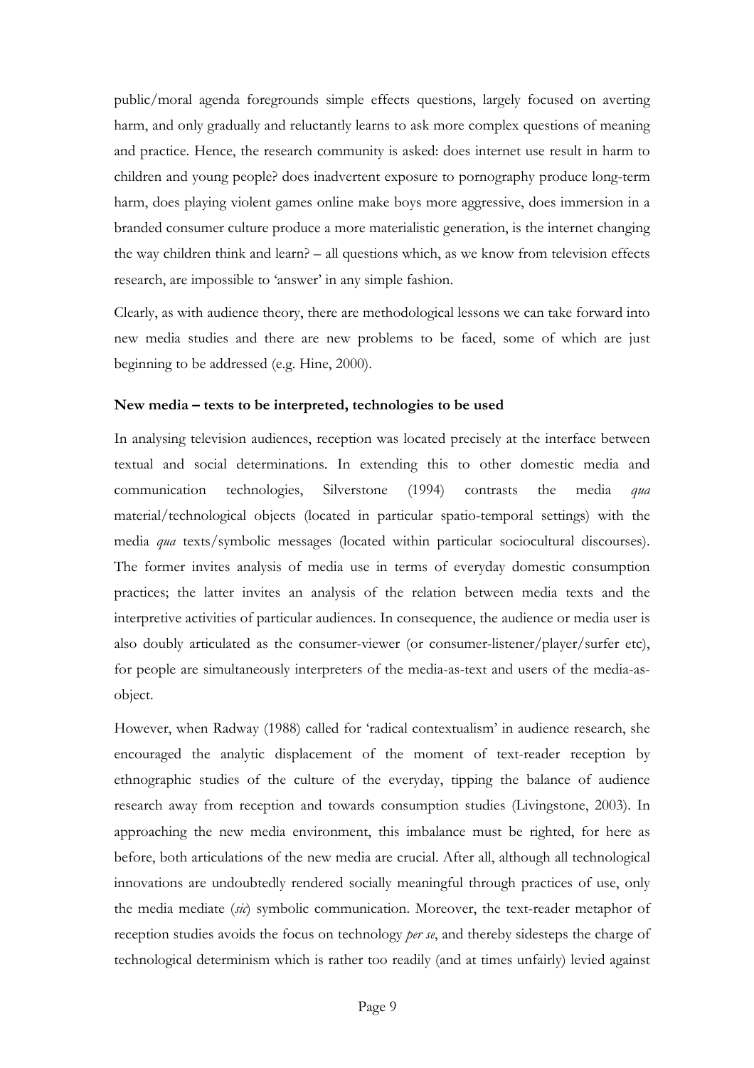public/moral agenda foregrounds simple effects questions, largely focused on averting harm, and only gradually and reluctantly learns to ask more complex questions of meaning and practice. Hence, the research community is asked: does internet use result in harm to children and young people? does inadvertent exposure to pornography produce long-term harm, does playing violent games online make boys more aggressive, does immersion in a branded consumer culture produce a more materialistic generation, is the internet changing the way children think and learn? – all questions which, as we know from television effects research, are impossible to 'answer' in any simple fashion.

Clearly, as with audience theory, there are methodological lessons we can take forward into new media studies and there are new problems to be faced, some of which are just beginning to be addressed (e.g. Hine, 2000).

**New media – texts to be interpreted, technologies to be used**

In analysing television audiences, reception was located precisely at the interface between textual and social determinations. In extending this to other domestic media and communication technologies, Silverstone (1994) contrasts the media *qua* material/technological objects (located in particular spatio-temporal settings) with the media *qua* texts/symbolic messages (located within particular sociocultural discourses). The former invites analysis of media use in terms of everyday domestic consumption practices; the latter invites an analysis of the relation between media texts and the interpretive activities of particular audiences. In consequence, the audience or media user is also doubly articulated as the consumer-viewer (or consumer-listener/player/surfer etc), for people are simultaneously interpreters of the media-as-text and users of the media-as-object.

However, when Radway (1988) called for 'radical contextualism' in audience research, she encouraged the analytic displacement of the moment of text-reader reception by ethnographic studies of the culture of the everyday, tipping the balance of audience research away from reception and towards consumption studies (Livingstone, 2003). In approaching the new media environment, this imbalance must be righted, for here as before, both articulations of the new media are crucial. After all, although all technological innovations are undoubtedly rendered socially meaningful through practices of use, only the media mediate (*sic*) symbolic communication. Moreover, the text-reader metaphor of reception studies avoids the focus on technology *per se*, and thereby sidesteps the charge of technological determinism which is rather too readily (and at times unfairly) levied against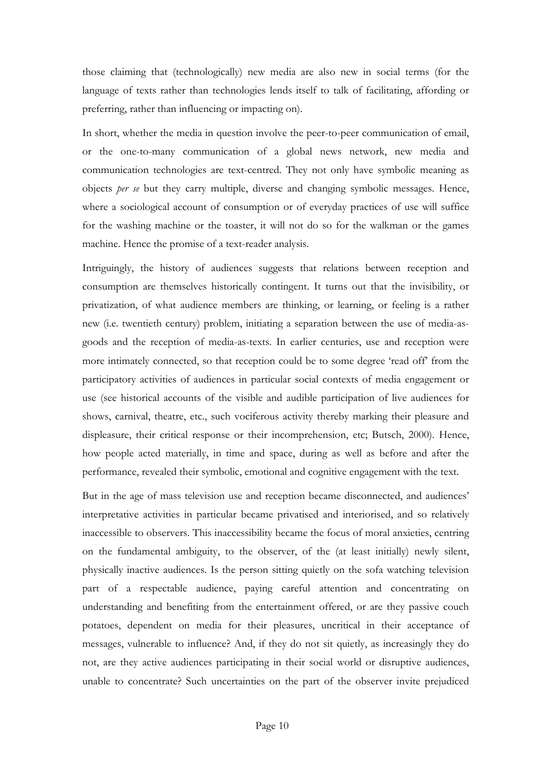those claiming that (technologically) new media are also new in social terms (for the language of texts rather than technologies lends itself to talk of facilitating, affording or preferring, rather than influencing or impacting on).

In short, whether the media in question involve the peer-to-peer communication of email, or the one-to-many communication of a global news network, new media and communication technologies are text-centred. They not only have symbolic meaning as objects *per se* but they carry multiple, diverse and changing symbolic messages. Hence, where a sociological account of consumption or of everyday practices of use will suffice for the washing machine or the toaster, it will not do so for the walkman or the games machine. Hence the promise of a text-reader analysis.

Intriguingly, the history of audiences suggests that relations between reception and consumption are themselves historically contingent. It turns out that the invisibility, or privatization, of what audience members are thinking, or learning, or feeling is a rather new (i.e. twentieth century) problem, initiating a separation between the use of media-as-goods and the reception of media-as-texts. In earlier centuries, use and reception were more intimately connected, so that reception could be to some degree 'read off' from the participatory activities of audiences in particular social contexts of media engagement or use (see historical accounts of the visible and audible participation of live audiences for shows, carnival, theatre, etc., such vociferous activity thereby marking their pleasure and displeasure, their critical response or their incomprehension, etc; Butsch, 2000). Hence, how people acted materially, in time and space, during as well as before and after the performance, revealed their symbolic, emotional and cognitive engagement with the text.

But in the age of mass television use and reception became disconnected, and audiences' interpretative activities in particular became privatised and interiorised, and so relatively inaccessible to observers. This inaccessibility became the focus of moral anxieties, centring on the fundamental ambiguity, to the observer, of the (at least initially) newly silent, physically inactive audiences. Is the person sitting quietly on the sofa watching television part of a respectable audience, paying careful attention and concentrating on understanding and benefiting from the entertainment offered, or are they passive couch potatoes, dependent on media for their pleasures, uncritical in their acceptance of messages, vulnerable to influence? And, if they do not sit quietly, as increasingly they do not, are they active audiences participating in their social world or disruptive audiences, unable to concentrate? Such uncertainties on the part of the observer invite prejudiced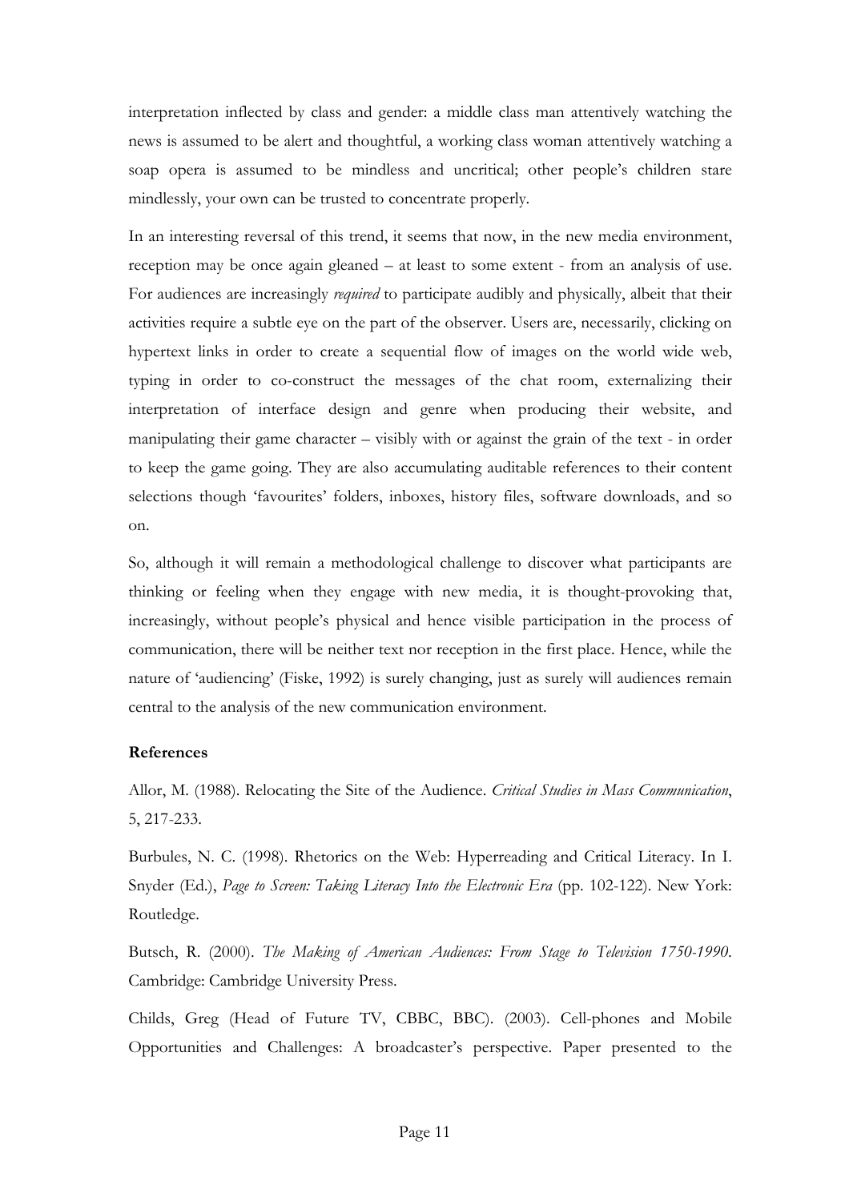interpretation inflected by class and gender: a middle class man attentively watching the news is assumed to be alert and thoughtful, a working class woman attentively watching a soap opera is assumed to be mindless and uncritical; other people's children stare mindlessly, your own can be trusted to concentrate properly.

In an interesting reversal of this trend, it seems that now, in the new media environment, reception may be once again gleaned – at least to some extent - from an analysis of use. For audiences are increasingly *required* to participate audibly and physically, albeit that their activities require a subtle eye on the part of the observer. Users are, necessarily, clicking on hypertext links in order to create a sequential flow of images on the world wide web, typing in order to co-construct the messages of the chat room, externalizing their interpretation of interface design and genre when producing their website, and manipulating their game character – visibly with or against the grain of the text - in order to keep the game going. They are also accumulating auditable references to their content selections though 'favourites' folders, inboxes, history files, software downloads, and so on.

So, although it will remain a methodological challenge to discover what participants are thinking or feeling when they engage with new media, it is thought-provoking that, increasingly, without people's physical and hence visible participation in the process of communication, there will be neither text nor reception in the first place. Hence, while the nature of 'audiencing' (Fiske, 1992) is surely changing, just as surely will audiences remain central to the analysis of the new communication environment.

**References**

Allor, M. (1988). Relocating the Site of the Audience. *Critical Studies in Mass Communication*, 5, 217-233.

Burbules, N. C. (1998). Rhetorics on the Web: Hyperreading and Critical Literacy. In I. Snyder (Ed.), *Page to Screen: Taking Literacy Into the Electronic Era* (pp. 102-122). New York: Routledge.

Butsch, R. (2000). *The Making of American Audiences: From Stage to Television 1750-1990*. Cambridge: Cambridge University Press.

Childs, Greg (Head of Future TV, CBBC, BBC). (2003). Cell-phones and Mobile Opportunities and Challenges: A broadcaster's perspective. Paper presented to the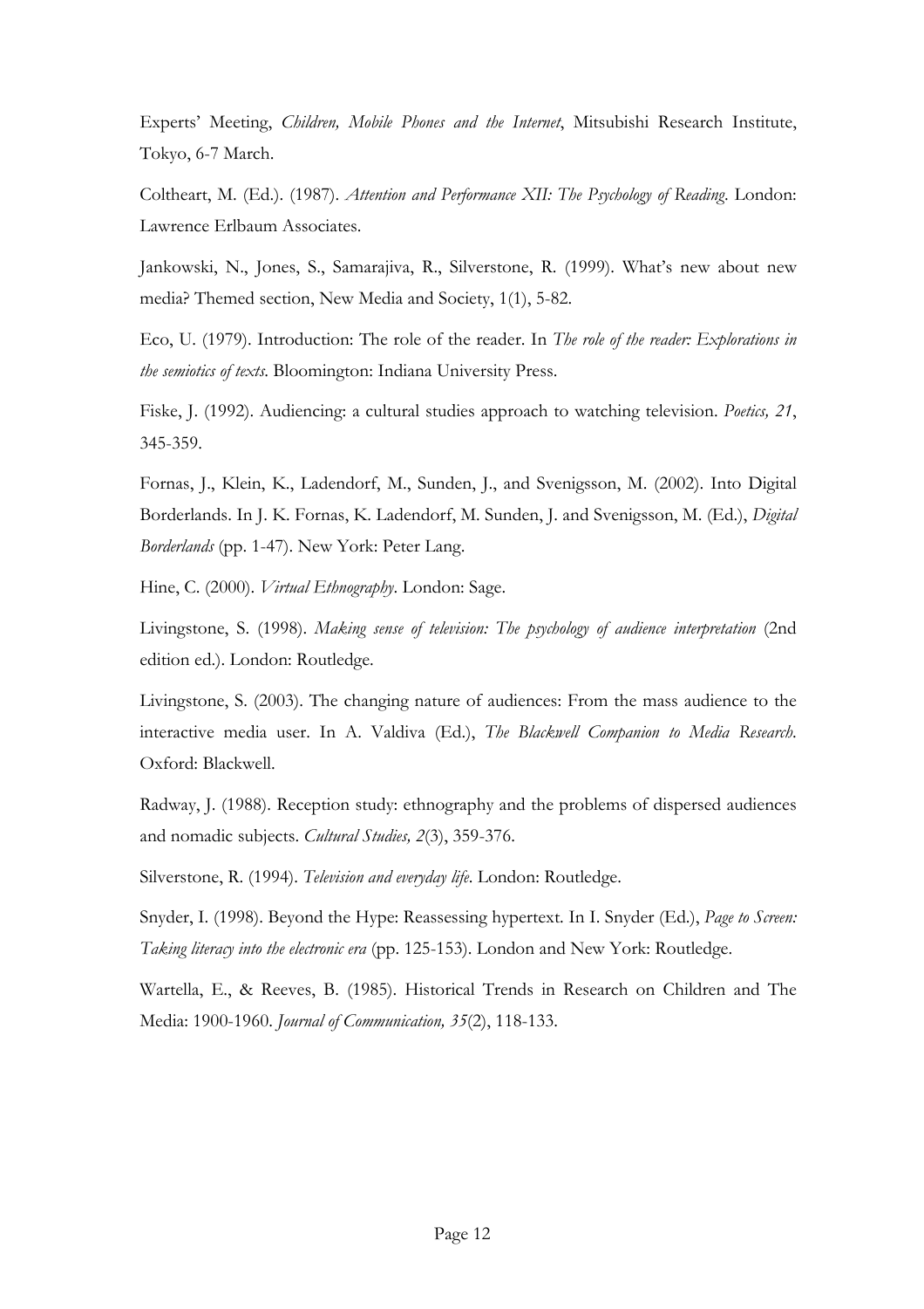Experts' Meeting, *Children, Mobile Phones and the Internet*, Mitsubishi Research Institute, Tokyo, 6-7 March.

Coltheart, M. (Ed.). (1987). *Attention and Performance XII: The Psychology of Reading*. London: Lawrence Erlbaum Associates.

Jankowski, N., Jones, S., Samarajiva, R., Silverstone, R. (1999). What's new about new media? Themed section, New Media and Society, 1(1), 5-82.

Eco, U. (1979). Introduction: The role of the reader. In *The role of the reader: Explorations in the semiotics of texts*. Bloomington: Indiana University Press.

Fiske, J. (1992). Audiencing: a cultural studies approach to watching television. *Poetics, 21*, 345-359.

Fornas, J., Klein, K., Ladendorf, M., Sunden, J., and Svenigsson, M. (2002). Into Digital Borderlands. In J. K. Fornas, K. Ladendorf, M. Sunden, J. and Svenigsson, M. (Ed.), *Digital Borderlands* (pp. 1-47). New York: Peter Lang.

Hine, C. (2000). *Virtual Ethnography*. London: Sage.

Livingstone, S. (1998). *Making sense of television: The psychology of audience interpretation* (2nd edition ed.). London: Routledge.

Livingstone, S. (2003). The changing nature of audiences: From the mass audience to the interactive media user. In A. Valdiva (Ed.), *The Blackwell Companion to Media Research*. Oxford: Blackwell.

Radway, J. (1988). Reception study: ethnography and the problems of dispersed audiences and nomadic subjects. *Cultural Studies, 2*(3), 359-376.

Silverstone, R. (1994). *Television and everyday life*. London: Routledge.

Snyder, I. (1998). Beyond the Hype: Reassessing hypertext. In I. Snyder (Ed.), *Page to Screen: Taking literacy into the electronic era* (pp. 125-153). London and New York: Routledge.

Wartella, E., & Reeves, B. (1985). Historical Trends in Research on Children and The Media: 1900-1960. *Journal of Communication, 35*(2), 118-133.